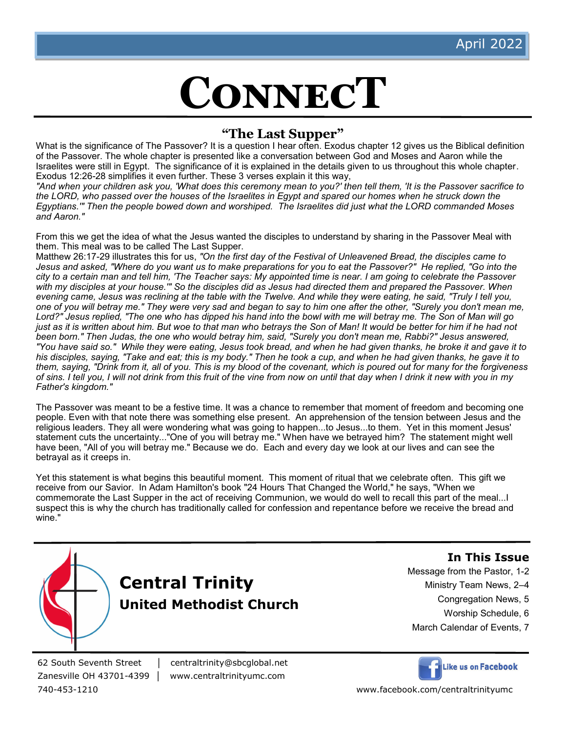April 2022

# CONNECT

## "The Last Supper"

What is the significance of The Passover? It is a question I hear often. Exodus chapter 12 gives us the Biblical definition of the Passover. The whole chapter is presented like a conversation between God and Moses and Aaron while the Israelites were still in Egypt. The significance of it is explained in the details given to us throughout this whole chapter. Exodus 12:26-28 simplifies it even further. These 3 verses explain it this way,

*"And when your children ask you, 'What does this ceremony mean to you?' then tell them, 'It is the Passover sacrifice to the LORD, who passed over the houses of the Israelites in Egypt and spared our homes when he struck down the Egyptians.'" Then the people bowed down and worshiped. The Israelites did just what the LORD commanded Moses and Aaron."*

From this we get the idea of what the Jesus wanted the disciples to understand by sharing in the Passover Meal with them. This meal was to be called The Last Supper.

Matthew 26:17-29 illustrates this for us, *"On the first day of the Festival of Unleavened Bread, the disciples came to Jesus and asked, "Where do you want us to make preparations for you to eat the Passover?" He replied, "Go into the city to a certain man and tell him, 'The Teacher says: My appointed time is near. I am going to celebrate the Passover with my disciples at your house.'" So the disciples did as Jesus had directed them and prepared the Passover. When evening came, Jesus was reclining at the table with the Twelve. And while they were eating, he said, "Truly I tell you, one of you will betray me." They were very sad and began to say to him one after the other, "Surely you don't mean me, Lord?" Jesus replied, "The one who has dipped his hand into the bowl with me will betray me. The Son of Man will go just as it is written about him. But woe to that man who betrays the Son of Man! It would be better for him if he had not been born." Then Judas, the one who would betray him, said, "Surely you don't mean me, Rabbi?" Jesus answered, "You have said so." While they were eating, Jesus took bread, and when he had given thanks, he broke it and gave it to his disciples, saying, "Take and eat; this is my body." Then he took a cup, and when he had given thanks, he gave it to them, saying, "Drink from it, all of you. This is my blood of the covenant, which is poured out for many for the forgiveness of sins. I tell you, I will not drink from this fruit of the vine from now on until that day when I drink it new with you in my Father's kingdom."*

The Passover was meant to be a festive time. It was a chance to remember that moment of freedom and becoming one people. Even with that note there was something else present. An apprehension of the tension between Jesus and the religious leaders. They all were wondering what was going to happen...to Jesus...to them. Yet in this moment Jesus' statement cuts the uncertainty..."One of you will betray me." When have we betrayed him? The statement might well have been, "All of you will betray me." Because we do. Each and every day we look at our lives and can see the betrayal as it creeps in.

Yet this statement is what begins this beautiful moment. This moment of ritual that we celebrate often. This gift we receive from our Savior. In Adam Hamilton's book "24 Hours That Changed the World," he says, "When we commemorate the Last Supper in the act of receiving Communion, we would do well to recall this part of the meal...I suspect this is why the church has traditionally called for confession and repentance before we receive the bread and wine."

**Central Trinity**
**United Methodist Church**

### In This Issue

- Message from the Pastor, 1-2
- Ministry Team News, 2–4
- Congregation News, 5
- Worship Schedule, 6
- March Calendar of Events, 7

62 South Seventh Street | centraltrinity@sbcglobal.net
Zanesville OH 43701-4399 | www.centraltrinityumc.com
740-453-1210

Like us on Facebook
www.facebook.com/centraltrinityumc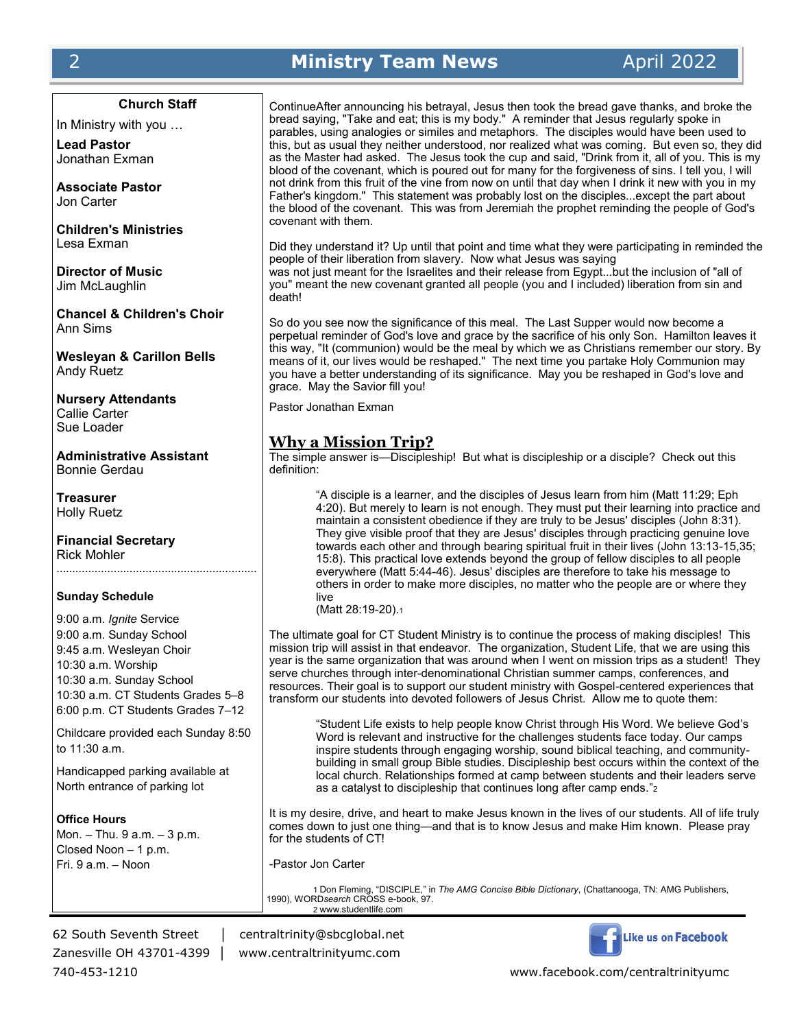## Church Staff

In Ministry with you …

**Lead Pastor**
Jonathan Exman

**Associate Pastor**
Jon Carter

**Children's Ministries**
Lesa Exman

**Director of Music**
Jim McLaughlin

**Chancel & Children's Choir**
Ann Sims

**Wesleyan & Carillon Bells**
Andy Ruetz

**Nursery Attendants**
Callie Carter
Sue Loader

**Administrative Assistant**
Bonnie Gerdau

**Treasurer**
Holly Ruetz

**Financial Secretary**
Rick Mohler

**Sunday Schedule**

9:00 a.m. *Ignite* Service
9:00 a.m. Sunday School
9:45 a.m. Wesleyan Choir
10:30 a.m. Worship
10:30 a.m. Sunday School
10:30 a.m. CT Students Grades 5–8
6:00 p.m. CT Students Grades 7–12

Childcare provided each Sunday 8:50 to 11:30 a.m.

Handicapped parking available at North entrance of parking lot

**Office Hours**
Mon. – Thu. 9 a.m. – 3 p.m.
Closed Noon – 1 p.m.
Fri. 9 a.m. – Noon

ContinueAfter announcing his betrayal, Jesus then took the bread gave thanks, and broke the bread saying, "Take and eat; this is my body." A reminder that Jesus regularly spoke in parables, using analogies or similes and metaphors. The disciples would have been used to this, but as usual they neither understood, nor realized what was coming. But even so, they did as the Master had asked. The Jesus took the cup and said, "Drink from it, all of you. This is my blood of the covenant, which is poured out for many for the forgiveness of sins. I tell you, I will not drink from this fruit of the vine from now on until that day when I drink it new with you in my Father's kingdom." This statement was probably lost on the disciples...except the part about the blood of the covenant. This was from Jeremiah the prophet reminding the people of God's covenant with them.

Did they understand it? Up until that point and time what they were participating in reminded the people of their liberation from slavery. Now what Jesus was saying was not just meant for the Israelites and their release from Egypt...but the inclusion of "all of you" meant the new covenant granted all people (you and I included) liberation from sin and death!

So do you see now the significance of this meal. The Last Supper would now become a perpetual reminder of God's love and grace by the sacrifice of his only Son. Hamilton leaves it this way, "It (communion) would be the meal by which we as Christians remember our story. By means of it, our lives would be reshaped." The next time you partake Holy Communion may you have a better understanding of its significance. May you be reshaped in God's love and grace. May the Savior fill you!

Pastor Jonathan Exman

## Why a Mission Trip?

The simple answer is—Discipleship! But what is discipleship or a disciple? Check out this definition:

> "A disciple is a learner, and the disciples of Jesus learn from him (Matt 11:29; Eph 4:20). But merely to learn is not enough. They must put their learning into practice and maintain a consistent obedience if they are truly to be Jesus' disciples (John 8:31). They give visible proof that they are Jesus' disciples through practicing genuine love towards each other and through bearing spiritual fruit in their lives (John 13:13-15,35; 15:8). This practical love extends beyond the group of fellow disciples to all people everywhere (Matt 5:44-46). Jesus' disciples are therefore to take his message to others in order to make more disciples, no matter who the people are or where they live
> (Matt 28:19-20).[1]

The ultimate goal for CT Student Ministry is to continue the process of making disciples! This mission trip will assist in that endeavor. The organization, Student Life, that we are using this year is the same organization that was around when I went on mission trips as a student! They serve churches through inter-denominational Christian summer camps, conferences, and resources. Their goal is to support our student ministry with Gospel-centered experiences that transform our students into devoted followers of Jesus Christ. Allow me to quote them:

> "Student Life exists to help people know Christ through His Word. We believe God's Word is relevant and instructive for the challenges students face today. Our camps inspire students through engaging worship, sound biblical teaching, and community-building in small group Bible studies. Discipleship best occurs within the context of the local church. Relationships formed at camp between students and their leaders serve as a catalyst to discipleship that continues long after camp ends."[2]

It is my desire, drive, and heart to make Jesus known in the lives of our students. All of life truly comes down to just one thing—and that is to know Jesus and make Him known. Please pray for the students of CT!

-Pastor Jon Carter

[1] Don Fleming, "DISCIPLE," in *The AMG Concise Bible Dictionary*, (Chattanooga, TN: AMG Publishers, 1990), WORD*search* CROSS e-book, 97.
[2] www.studentlife.com

62 South Seventh Street | centraltrinity@sbcglobal.net
Zanesville OH 43701-4399 | www.centraltrinityumc.com
740-453-1210

Like us on Facebook
www.facebook.com/centraltrinityumc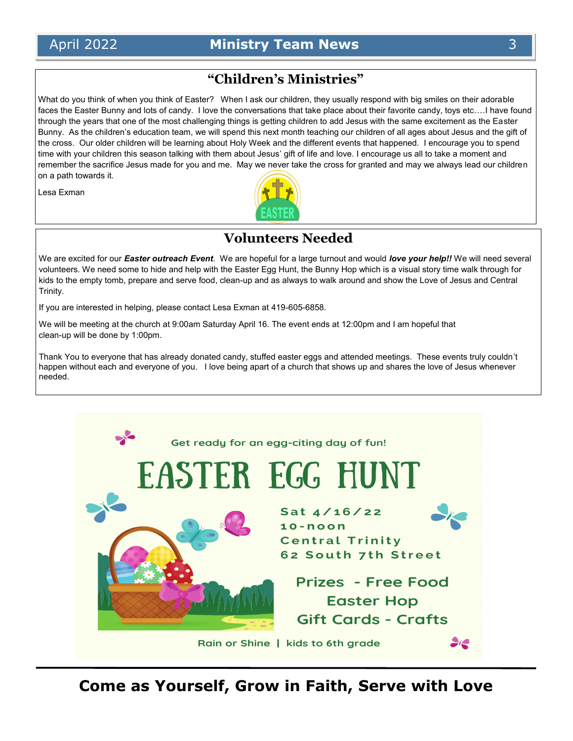## "Children's Ministries"

What do you think of when you think of Easter? When I ask our children, they usually respond with big smiles on their adorable faces the Easter Bunny and lots of candy. I love the conversations that take place about their favorite candy, toys etc….I have found through the years that one of the most challenging things is getting children to add Jesus with the same excitement as the Easter Bunny. As the children's education team, we will spend this next month teaching our children of all ages about Jesus and the gift of the cross. Our older children will be learning about Holy Week and the different events that happened. I encourage you to spend time with your children this season talking with them about Jesus' gift of life and love. I encourage us all to take a moment and remember the sacrifice Jesus made for you and me. May we never take the cross for granted and may we always lead our children on a path towards it.

Lesa Exman

## Volunteers Needed

We are excited for our ***Easter outreach Event***. We are hopeful for a large turnout and would ***love your help!!*** We will need several volunteers. We need some to hide and help with the Easter Egg Hunt, the Bunny Hop which is a visual story time walk through for kids to the empty tomb, prepare and serve food, clean-up and as always to walk around and show the Love of Jesus and Central Trinity.

If you are interested in helping, please contact Lesa Exman at 419-605-6858.

We will be meeting at the church at 9:00am Saturday April 16. The event ends at 12:00pm and I am hopeful that clean-up will be done by 1:00pm.

Thank You to everyone that has already donated candy, stuffed easter eggs and attended meetings. These events truly couldn't happen without each and everyone of you. I love being apart of a church that shows up and shares the love of Jesus whenever needed.

Get ready for an egg-citing day of fun!

# EASTER EGG HUNT

Sat 4/16/22
10-noon
Central Trinity
62 South 7th Street

Prizes - Free Food
Easter Hop
Gift Cards - Crafts

Rain or Shine | kids to 6th grade

**Come as Yourself, Grow in Faith, Serve with Love**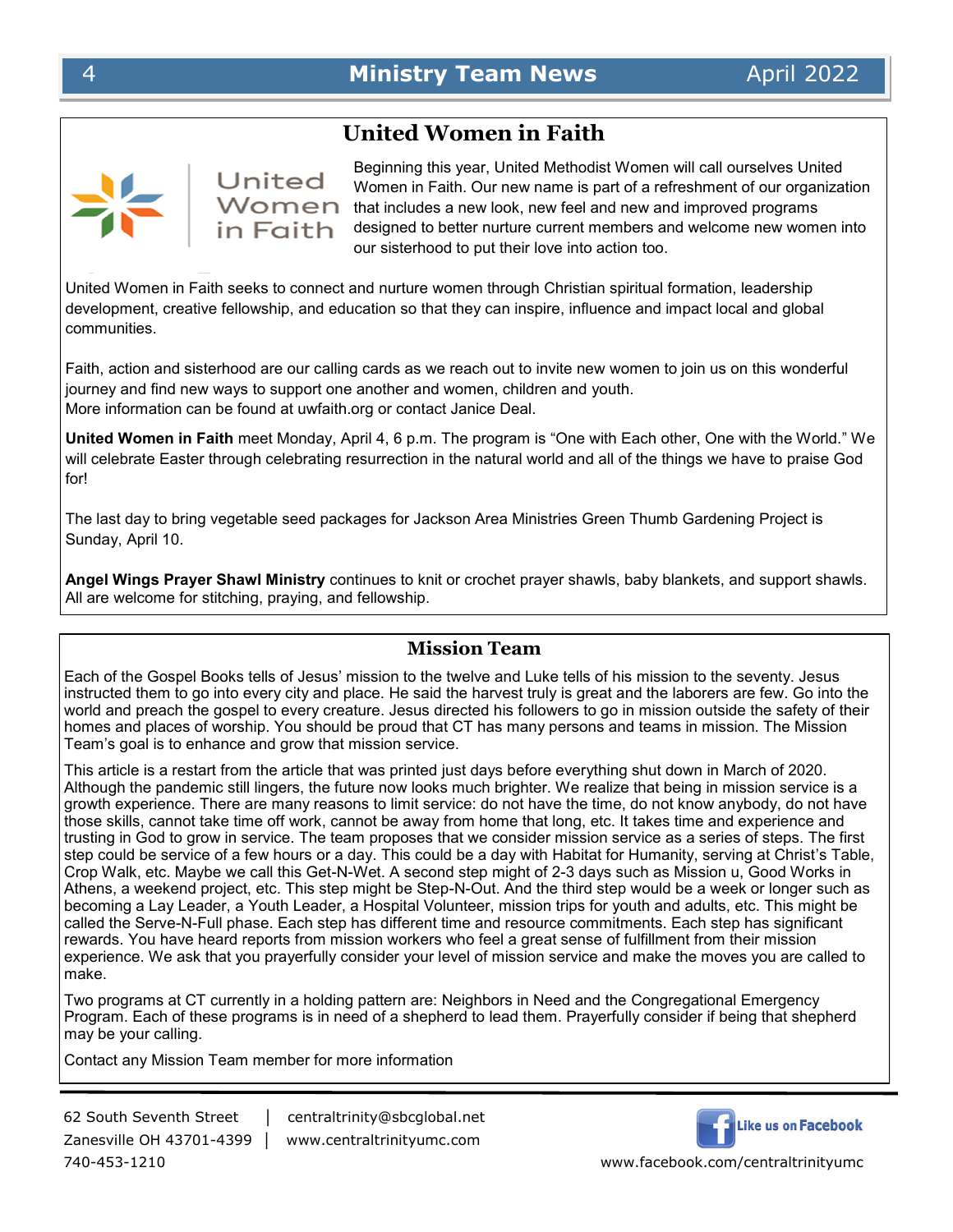## United Women in Faith

United Women in Faith

Beginning this year, United Methodist Women will call ourselves United Women in Faith. Our new name is part of a refreshment of our organization that includes a new look, new feel and new and improved programs designed to better nurture current members and welcome new women into our sisterhood to put their love into action too.

United Women in Faith seeks to connect and nurture women through Christian spiritual formation, leadership development, creative fellowship, and education so that they can inspire, influence and impact local and global communities.

Faith, action and sisterhood are our calling cards as we reach out to invite new women to join us on this wonderful journey and find new ways to support one another and women, children and youth.
More information can be found at uwfaith.org or contact Janice Deal.

**United Women in Faith** meet Monday, April 4, 6 p.m. The program is "One with Each other, One with the World." We will celebrate Easter through celebrating resurrection in the natural world and all of the things we have to praise God for!

The last day to bring vegetable seed packages for Jackson Area Ministries Green Thumb Gardening Project is Sunday, April 10.

**Angel Wings Prayer Shawl Ministry** continues to knit or crochet prayer shawls, baby blankets, and support shawls. All are welcome for stitching, praying, and fellowship.

## Mission Team

Each of the Gospel Books tells of Jesus' mission to the twelve and Luke tells of his mission to the seventy. Jesus instructed them to go into every city and place. He said the harvest truly is great and the laborers are few. Go into the world and preach the gospel to every creature. Jesus directed his followers to go in mission outside the safety of their homes and places of worship. You should be proud that CT has many persons and teams in mission. The Mission Team's goal is to enhance and grow that mission service.

This article is a restart from the article that was printed just days before everything shut down in March of 2020. Although the pandemic still lingers, the future now looks much brighter. We realize that being in mission service is a growth experience. There are many reasons to limit service: do not have the time, do not know anybody, do not have those skills, cannot take time off work, cannot be away from home that long, etc. It takes time and experience and trusting in God to grow in service. The team proposes that we consider mission service as a series of steps. The first step could be service of a few hours or a day. This could be a day with Habitat for Humanity, serving at Christ's Table, Crop Walk, etc. Maybe we call this Get-N-Wet. A second step might of 2-3 days such as Mission u, Good Works in Athens, a weekend project, etc. This step might be Step-N-Out. And the third step would be a week or longer such as becoming a Lay Leader, a Youth Leader, a Hospital Volunteer, mission trips for youth and adults, etc. This might be called the Serve-N-Full phase. Each step has different time and resource commitments. Each step has significant rewards. You have heard reports from mission workers who feel a great sense of fulfillment from their mission experience. We ask that you prayerfully consider your level of mission service and make the moves you are called to make.

Two programs at CT currently in a holding pattern are: Neighbors in Need and the Congregational Emergency Program. Each of these programs is in need of a shepherd to lead them. Prayerfully consider if being that shepherd may be your calling.

Contact any Mission Team member for more information

62 South Seventh Street | centraltrinity@sbcglobal.net
Zanesville OH 43701-4399 | www.centraltrinityumc.com
740-453-1210

Like us on Facebook
www.facebook.com/centraltrinityumc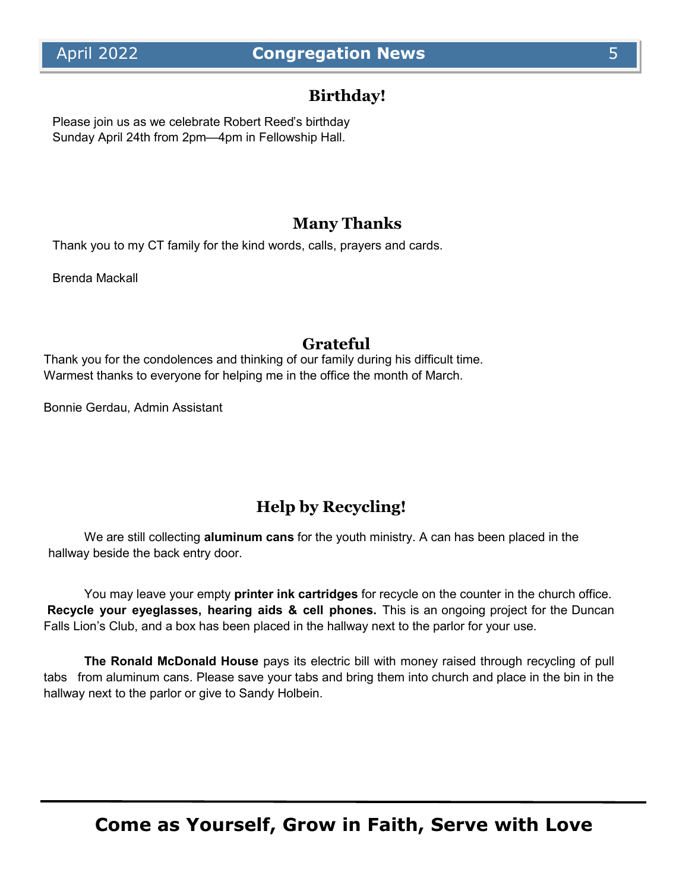## Birthday!

Please join us as we celebrate Robert Reed's birthday
Sunday April 24th from 2pm—4pm in Fellowship Hall.

## Many Thanks

Thank you to my CT family for the kind words, calls, prayers and cards.

Brenda Mackall

## Grateful

Thank you for the condolences and thinking of our family during his difficult time.
Warmest thanks to everyone for helping me in the office the month of March.

Bonnie Gerdau, Admin Assistant

## Help by Recycling!

We are still collecting **aluminum cans** for the youth ministry. A can has been placed in the hallway beside the back entry door.

You may leave your empty **printer ink cartridges** for recycle on the counter in the church office. **Recycle your eyeglasses, hearing aids & cell phones.** This is an ongoing project for the Duncan Falls Lion's Club, and a box has been placed in the hallway next to the parlor for your use.

**The Ronald McDonald House** pays its electric bill with money raised through recycling of pull tabs from aluminum cans. Please save your tabs and bring them into church and place in the bin in the hallway next to the parlor or give to Sandy Holbein.

**Come as Yourself, Grow in Faith, Serve with Love**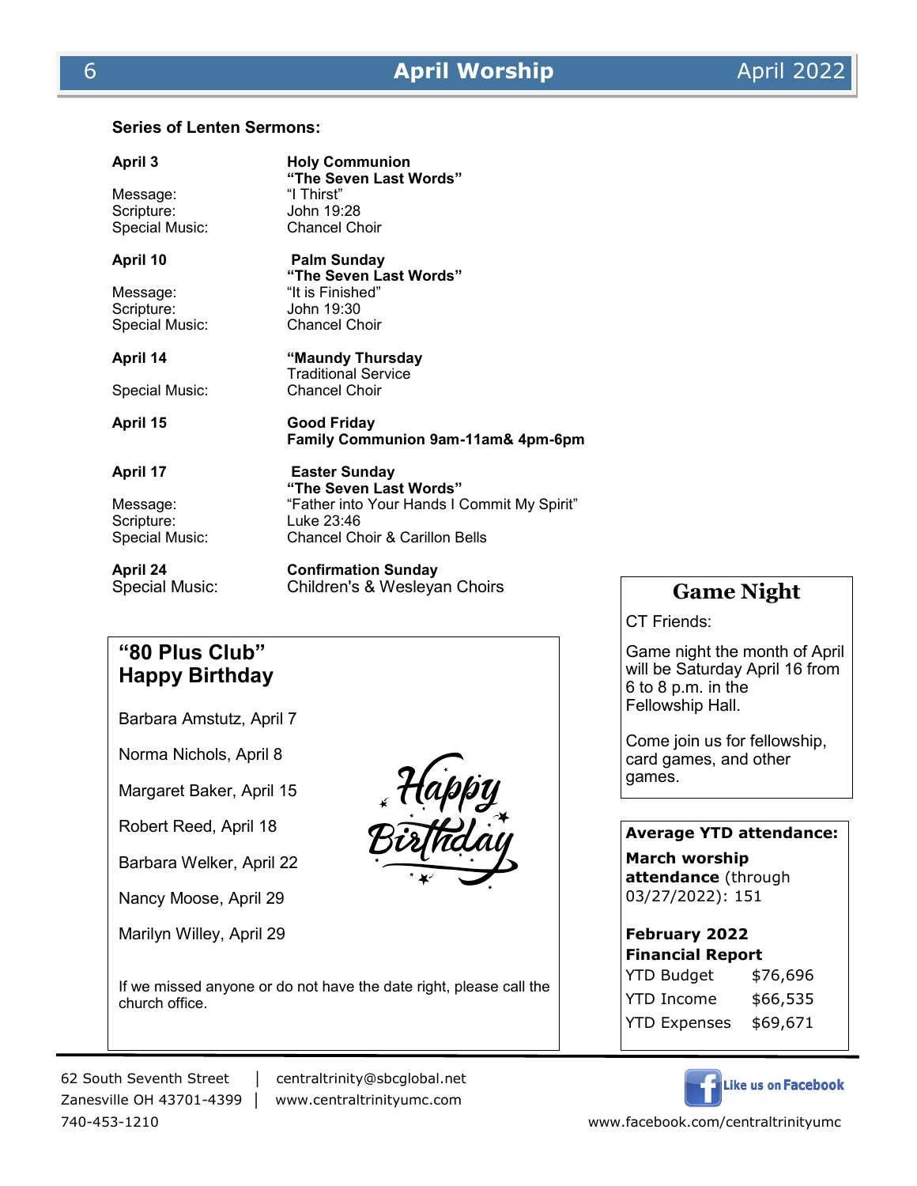# April Worship

## Series of Lenten Sermons:

**April 3** — **Holy Communion**
**"The Seven Last Words"**

Message: "I Thirst"
Scripture: John 19:28
Special Music: Chancel Choir

**April 10** — **Palm Sunday**
**"The Seven Last Words"**

Message: "It is Finished"
Scripture: John 19:30
Special Music: Chancel Choir

**April 14** — **"Maundy Thursday**
Traditional Service

Special Music: Chancel Choir

**April 15** — **Good Friday**
**Family Communion 9am-11am& 4pm-6pm**

**April 17** — **Easter Sunday**
**"The Seven Last Words"**

Message: "Father into Your Hands I Commit My Spirit"
Scripture: Luke 23:46
Special Music: Chancel Choir & Carillon Bells

**April 24** — **Confirmation Sunday**

Special Music: Children's & Wesleyan Choirs

## "80 Plus Club" Happy Birthday

Barbara Amstutz, April 7

Norma Nichols, April 8

Margaret Baker, April 15

Robert Reed, April 18

Barbara Welker, April 22

Nancy Moose, April 29

Marilyn Willey, April 29

If we missed anyone or do not have the date right, please call the church office.

## Game Night

CT Friends:

Game night the month of April will be Saturday April 16 from 6 to 8 p.m. in the Fellowship Hall.

Come join us for fellowship, card games, and other games.

**Average YTD attendance:**

**March worship attendance** (through 03/27/2022): 151

**February 2022 Financial Report**

| | |
|---|---|
| YTD Budget | $76,696 |
| YTD Income | $66,535 |
| YTD Expenses | $69,671 |

62 South Seventh Street | centraltrinity@sbcglobal.net
Zanesville OH 43701-4399 | www.centraltrinityumc.com
740-453-1210

Like us on Facebook
www.facebook.com/centraltrinityumc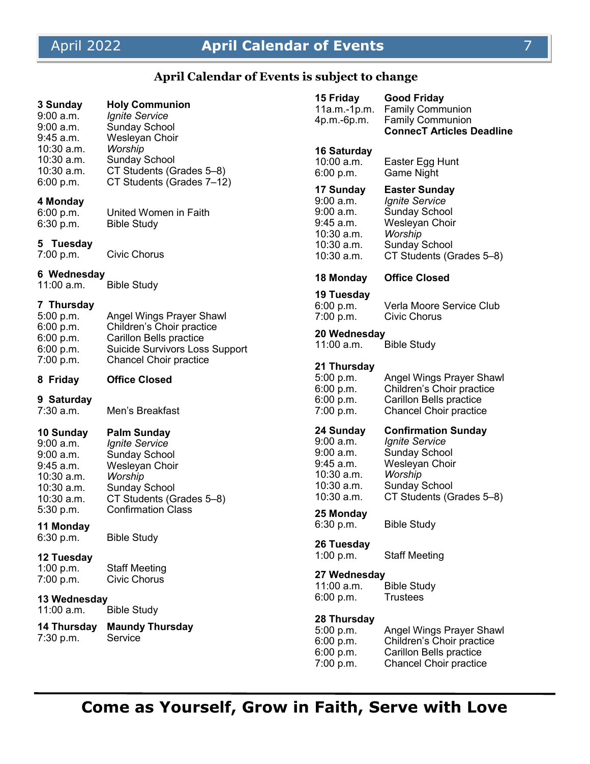# April Calendar of Events

**April Calendar of Events is subject to change**

**3 Sunday** — **Holy Communion**
9:00 a.m. *Ignite Service*
9:00 a.m. Sunday School
9:45 a.m. Wesleyan Choir
10:30 a.m. *Worship*
10:30 a.m. Sunday School
10:30 a.m. CT Students (Grades 5–8)
6:00 p.m. CT Students (Grades 7–12)

**4 Monday**
6:00 p.m. United Women in Faith
6:30 p.m. Bible Study

**5 Tuesday**
7:00 p.m. Civic Chorus

**6 Wednesday**
11:00 a.m. Bible Study

**7 Thursday**
5:00 p.m. Angel Wings Prayer Shawl
6:00 p.m. Children's Choir practice
6:00 p.m. Carillon Bells practice
6:00 p.m. Suicide Survivors Loss Support
7:00 p.m. Chancel Choir practice

**8 Friday** — **Office Closed**

**9 Saturday**
7:30 a.m. Men's Breakfast

**10 Sunday** — **Palm Sunday**
9:00 a.m. *Ignite Service*
9:00 a.m. Sunday School
9:45 a.m. Wesleyan Choir
10:30 a.m. *Worship*
10:30 a.m. Sunday School
10:30 a.m. CT Students (Grades 5–8)
5:30 p.m. Confirmation Class

**11 Monday**
6:30 p.m. Bible Study

**12 Tuesday**
1:00 p.m. Staff Meeting
7:00 p.m. Civic Chorus

**13 Wednesday**
11:00 a.m. Bible Study

**14 Thursday** — **Maundy Thursday**
7:30 p.m. Service

**15 Friday** — **Good Friday**
11a.m.-1p.m. Family Communion
4p.m.-6p.m. Family Communion
**ConnecT Articles Deadline**

**16 Saturday**
10:00 a.m. Easter Egg Hunt
6:00 p.m. Game Night

**17 Sunday** — **Easter Sunday**
9:00 a.m. *Ignite Service*
9:00 a.m. Sunday School
9:45 a.m. Wesleyan Choir
10:30 a.m. *Worship*
10:30 a.m. Sunday School
10:30 a.m. CT Students (Grades 5–8)

**18 Monday** — **Office Closed**

**19 Tuesday**
6:00 p.m. Verla Moore Service Club
7:00 p.m. Civic Chorus

**20 Wednesday**
11:00 a.m. Bible Study

**21 Thursday**
5:00 p.m. Angel Wings Prayer Shawl
6:00 p.m. Children's Choir practice
6:00 p.m. Carillon Bells practice
7:00 p.m. Chancel Choir practice

**24 Sunday** — **Confirmation Sunday**
9:00 a.m. *Ignite Service*
9:00 a.m. Sunday School
9:45 a.m. Wesleyan Choir
10:30 a.m. *Worship*
10:30 a.m. Sunday School
10:30 a.m. CT Students (Grades 5–8)

**25 Monday**
6:30 p.m. Bible Study

**26 Tuesday**
1:00 p.m. Staff Meeting

**27 Wednesday**
11:00 a.m. Bible Study
6:00 p.m. Trustees

**28 Thursday**
5:00 p.m. Angel Wings Prayer Shawl
6:00 p.m. Children's Choir practice
6:00 p.m. Carillon Bells practice
7:00 p.m. Chancel Choir practice

**Come as Yourself, Grow in Faith, Serve with Love**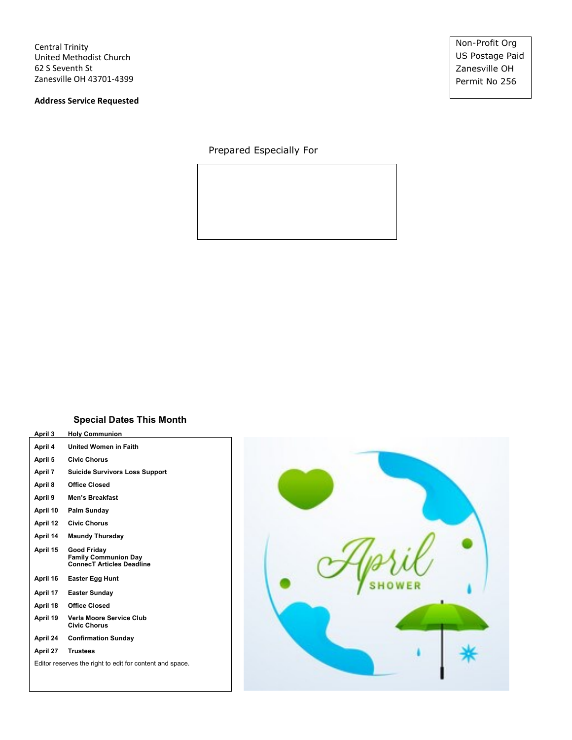Central Trinity
United Methodist Church
62 S Seventh St
Zanesville OH 43701-4399

**Address Service Requested**

Non-Profit Org
US Postage Paid
Zanesville OH
Permit No 256

Prepared Especially For

## Special Dates This Month

| | |
|---|---|
| **April 3** | **Holy Communion** |
| **April 4** | **United Women in Faith** |
| **April 5** | **Civic Chorus** |
| **April 7** | **Suicide Survivors Loss Support** |
| **April 8** | **Office Closed** |
| **April 9** | **Men's Breakfast** |
| **April 10** | **Palm Sunday** |
| **April 12** | **Civic Chorus** |
| **April 14** | **Maundy Thursday** |
| **April 15** | **Good Friday**<br>**Family Communion Day**<br>**ConnecT Articles Deadline** |
| **April 16** | **Easter Egg Hunt** |
| **April 17** | **Easter Sunday** |
| **April 18** | **Office Closed** |
| **April 19** | **Verla Moore Service Club**<br>**Civic Chorus** |
| **April 24** | **Confirmation Sunday** |
| **April 27** | **Trustees** |

Editor reserves the right to edit for content and space.